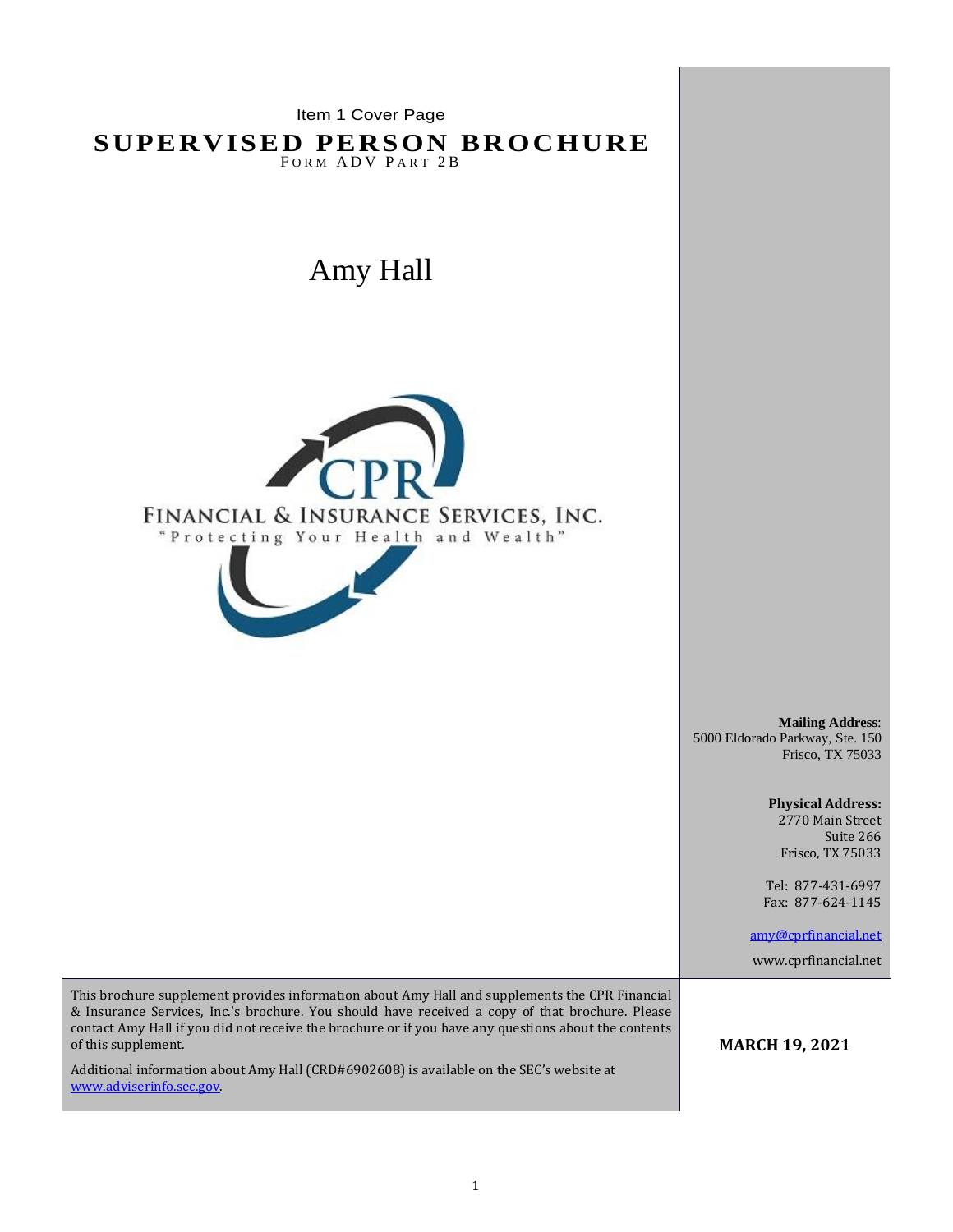Item 1 Cover Page

# SUPERVISED PERSON BROCHURE

FORM ADV PART 2B

## Amy Hall

CPR

FINANCIAL & INSURANCE SERVICES, INC.

"Protecting Your Health and Wealth"

**Mailing Address**:
5000 Eldorado Parkway, Ste. 150
Frisco, TX 75033

**Physical Address:**
2770 Main Street
Suite 266
Frisco, TX 75033

Tel: 877-431-6997
Fax: 877-624-1145

amy@cprfinancial.net

www.cprfinancial.net

This brochure supplement provides information about Amy Hall and supplements the CPR Financial & Insurance Services, Inc.'s brochure. You should have received a copy of that brochure. Please contact Amy Hall if you did not receive the brochure or if you have any questions about the contents of this supplement.

Additional information about Amy Hall (CRD#6902608) is available on the SEC's website at www.adviserinfo.sec.gov.

**MARCH 19, 2021**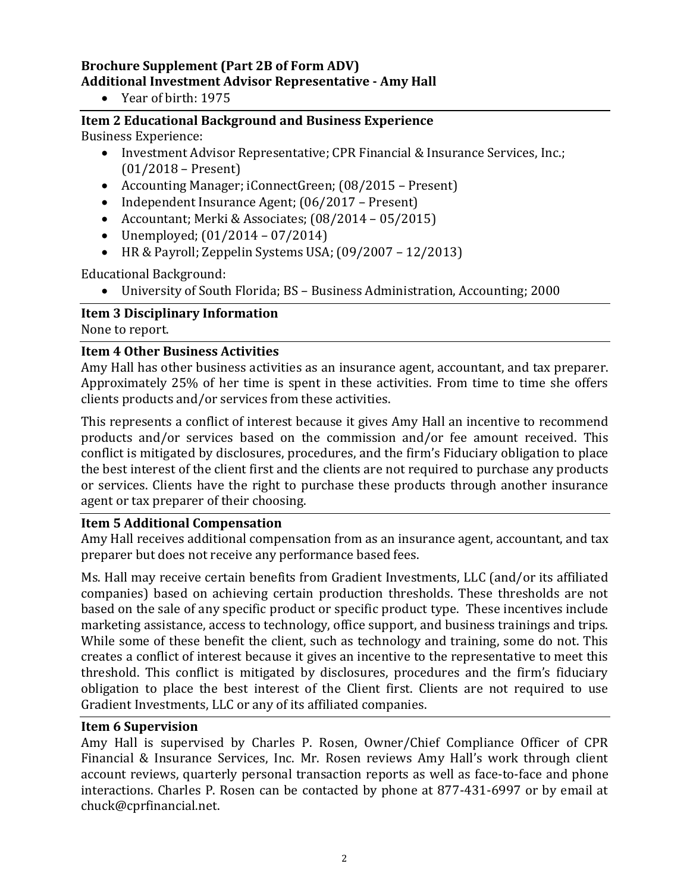**Brochure Supplement (Part 2B of Form ADV)**
**Additional Investment Advisor Representative - Amy Hall**

- Year of birth: 1975

### Item 2 Educational Background and Business Experience

Business Experience:

- Investment Advisor Representative; CPR Financial & Insurance Services, Inc.; (01/2018 – Present)
- Accounting Manager; iConnectGreen; (08/2015 – Present)
- Independent Insurance Agent; (06/2017 – Present)
- Accountant; Merki & Associates; (08/2014 – 05/2015)
- Unemployed; (01/2014 – 07/2014)
- HR & Payroll; Zeppelin Systems USA; (09/2007 – 12/2013)

Educational Background:

- University of South Florida; BS – Business Administration, Accounting; 2000

### Item 3 Disciplinary Information

None to report.

### Item 4 Other Business Activities

Amy Hall has other business activities as an insurance agent, accountant, and tax preparer. Approximately 25% of her time is spent in these activities. From time to time she offers clients products and/or services from these activities.

This represents a conflict of interest because it gives Amy Hall an incentive to recommend products and/or services based on the commission and/or fee amount received. This conflict is mitigated by disclosures, procedures, and the firm's Fiduciary obligation to place the best interest of the client first and the clients are not required to purchase any products or services. Clients have the right to purchase these products through another insurance agent or tax preparer of their choosing.

### Item 5 Additional Compensation

Amy Hall receives additional compensation from as an insurance agent, accountant, and tax preparer but does not receive any performance based fees.

Ms. Hall may receive certain benefits from Gradient Investments, LLC (and/or its affiliated companies) based on achieving certain production thresholds. These thresholds are not based on the sale of any specific product or specific product type. These incentives include marketing assistance, access to technology, office support, and business trainings and trips. While some of these benefit the client, such as technology and training, some do not. This creates a conflict of interest because it gives an incentive to the representative to meet this threshold. This conflict is mitigated by disclosures, procedures and the firm's fiduciary obligation to place the best interest of the Client first. Clients are not required to use Gradient Investments, LLC or any of its affiliated companies.

### Item 6 Supervision

Amy Hall is supervised by Charles P. Rosen, Owner/Chief Compliance Officer of CPR Financial & Insurance Services, Inc. Mr. Rosen reviews Amy Hall's work through client account reviews, quarterly personal transaction reports as well as face-to-face and phone interactions. Charles P. Rosen can be contacted by phone at 877-431-6997 or by email at chuck@cprfinancial.net.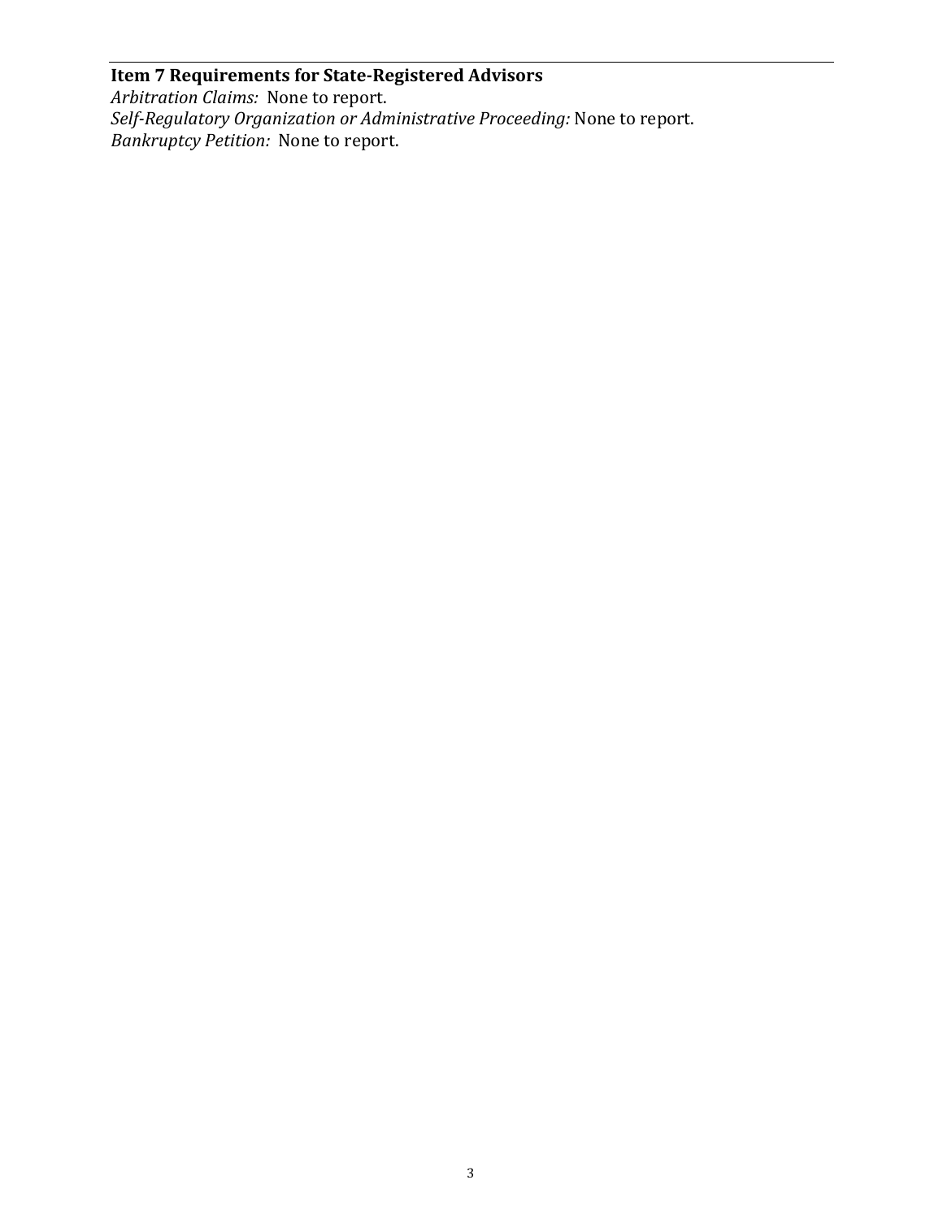**Item 7 Requirements for State-Registered Advisors**

*Arbitration Claims:* None to report.
*Self-Regulatory Organization or Administrative Proceeding:* None to report.
*Bankruptcy Petition:* None to report.